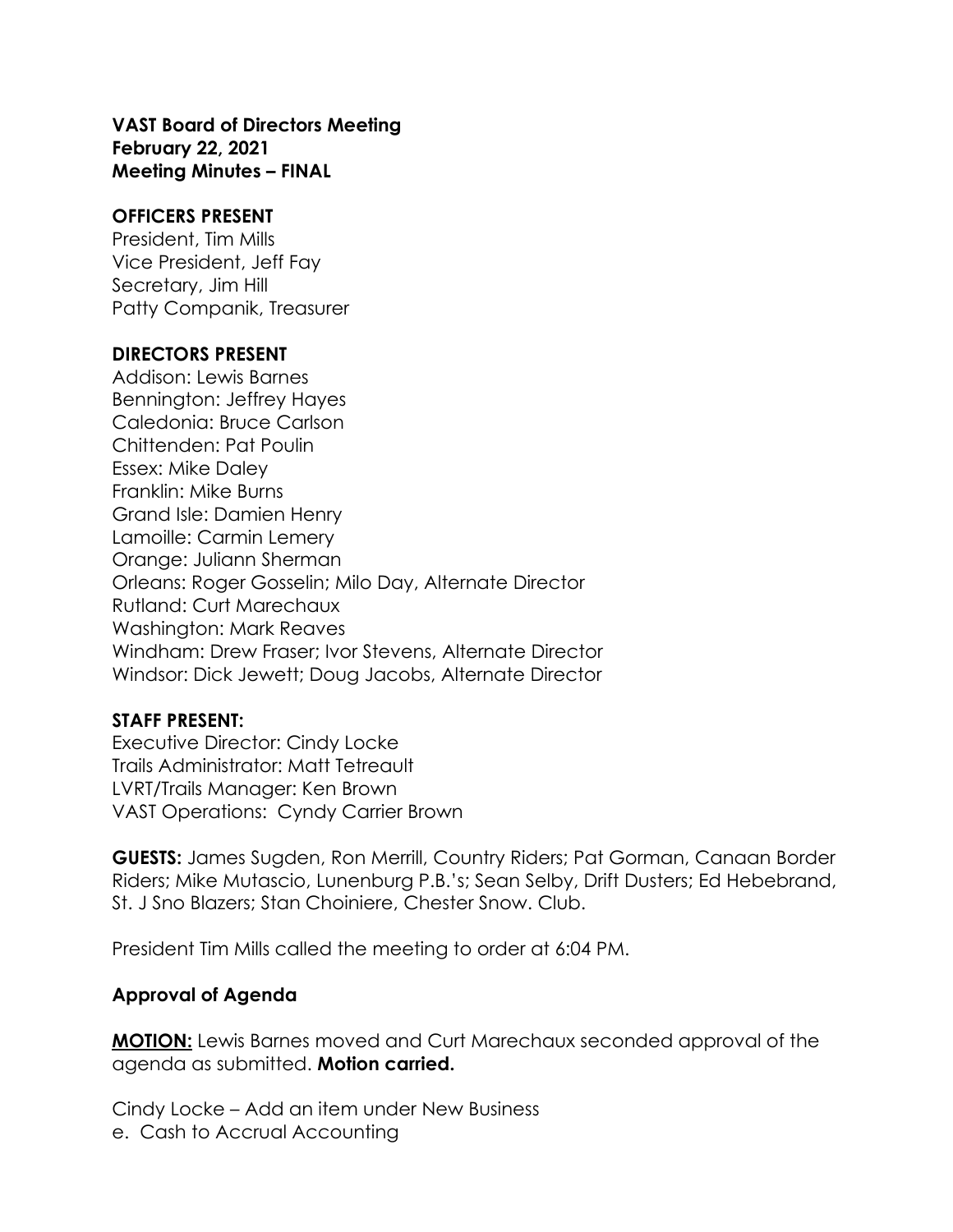**VAST Board of Directors Meeting**
**February 22, 2021**
**Meeting Minutes – FINAL**

**OFFICERS PRESENT**

President, Tim Mills
Vice President, Jeff Fay
Secretary, Jim Hill
Patty Companik, Treasurer

**DIRECTORS PRESENT**

Addison: Lewis Barnes
Bennington: Jeffrey Hayes
Caledonia: Bruce Carlson
Chittenden: Pat Poulin
Essex: Mike Daley
Franklin: Mike Burns
Grand Isle: Damien Henry
Lamoille: Carmin Lemery
Orange: Juliann Sherman
Orleans: Roger Gosselin; Milo Day, Alternate Director
Rutland: Curt Marechaux
Washington: Mark Reaves
Windham: Drew Fraser; Ivor Stevens, Alternate Director
Windsor: Dick Jewett; Doug Jacobs, Alternate Director

**STAFF PRESENT:**

Executive Director: Cindy Locke
Trails Administrator: Matt Tetreault
LVRT/Trails Manager: Ken Brown
VAST Operations: Cyndy Carrier Brown

**GUESTS:** James Sugden, Ron Merrill, Country Riders; Pat Gorman, Canaan Border Riders; Mike Mutascio, Lunenburg P.B.'s; Sean Selby, Drift Dusters; Ed Hebebrand, St. J Sno Blazers; Stan Choiniere, Chester Snow. Club.

President Tim Mills called the meeting to order at 6:04 PM.

**Approval of Agenda**

**MOTION:** Lewis Barnes moved and Curt Marechaux seconded approval of the agenda as submitted. **Motion carried.**

Cindy Locke – Add an item under New Business
e. Cash to Accrual Accounting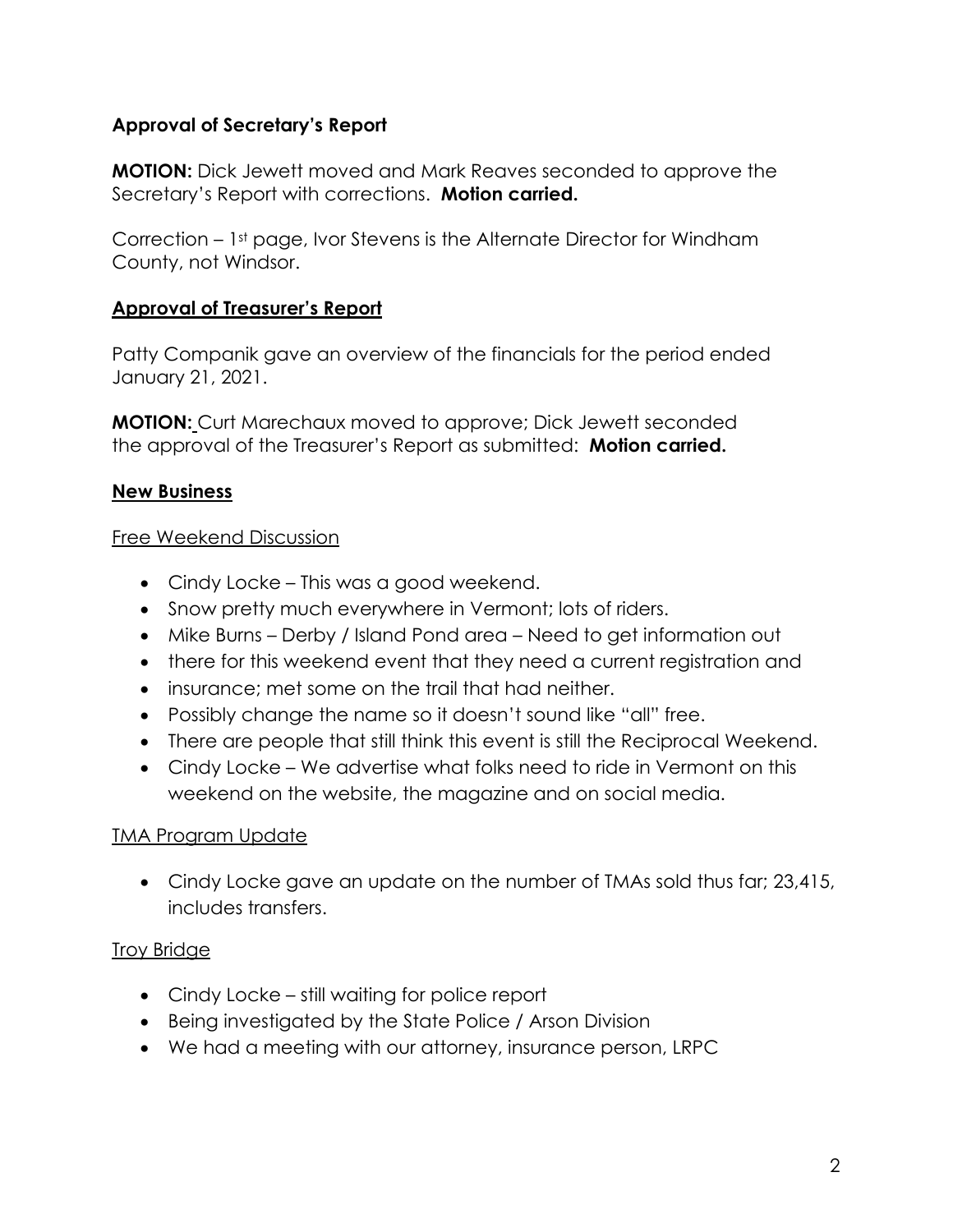**Approval of Secretary's Report**

**MOTION:** Dick Jewett moved and Mark Reaves seconded to approve the Secretary's Report with corrections. **Motion carried.**

Correction – 1st page, Ivor Stevens is the Alternate Director for Windham County, not Windsor.

**Approval of Treasurer's Report**

Patty Companik gave an overview of the financials for the period ended January 21, 2021.

**MOTION:** Curt Marechaux moved to approve; Dick Jewett seconded the approval of the Treasurer's Report as submitted: **Motion carried.**

**New Business**

Free Weekend Discussion

- Cindy Locke – This was a good weekend.
- Snow pretty much everywhere in Vermont; lots of riders.
- Mike Burns – Derby / Island Pond area – Need to get information out
- there for this weekend event that they need a current registration and
- insurance; met some on the trail that had neither.
- Possibly change the name so it doesn't sound like "all" free.
- There are people that still think this event is still the Reciprocal Weekend.
- Cindy Locke – We advertise what folks need to ride in Vermont on this weekend on the website, the magazine and on social media.

TMA Program Update

- Cindy Locke gave an update on the number of TMAs sold thus far; 23,415, includes transfers.

Troy Bridge

- Cindy Locke – still waiting for police report
- Being investigated by the State Police / Arson Division
- We had a meeting with our attorney, insurance person, LRPC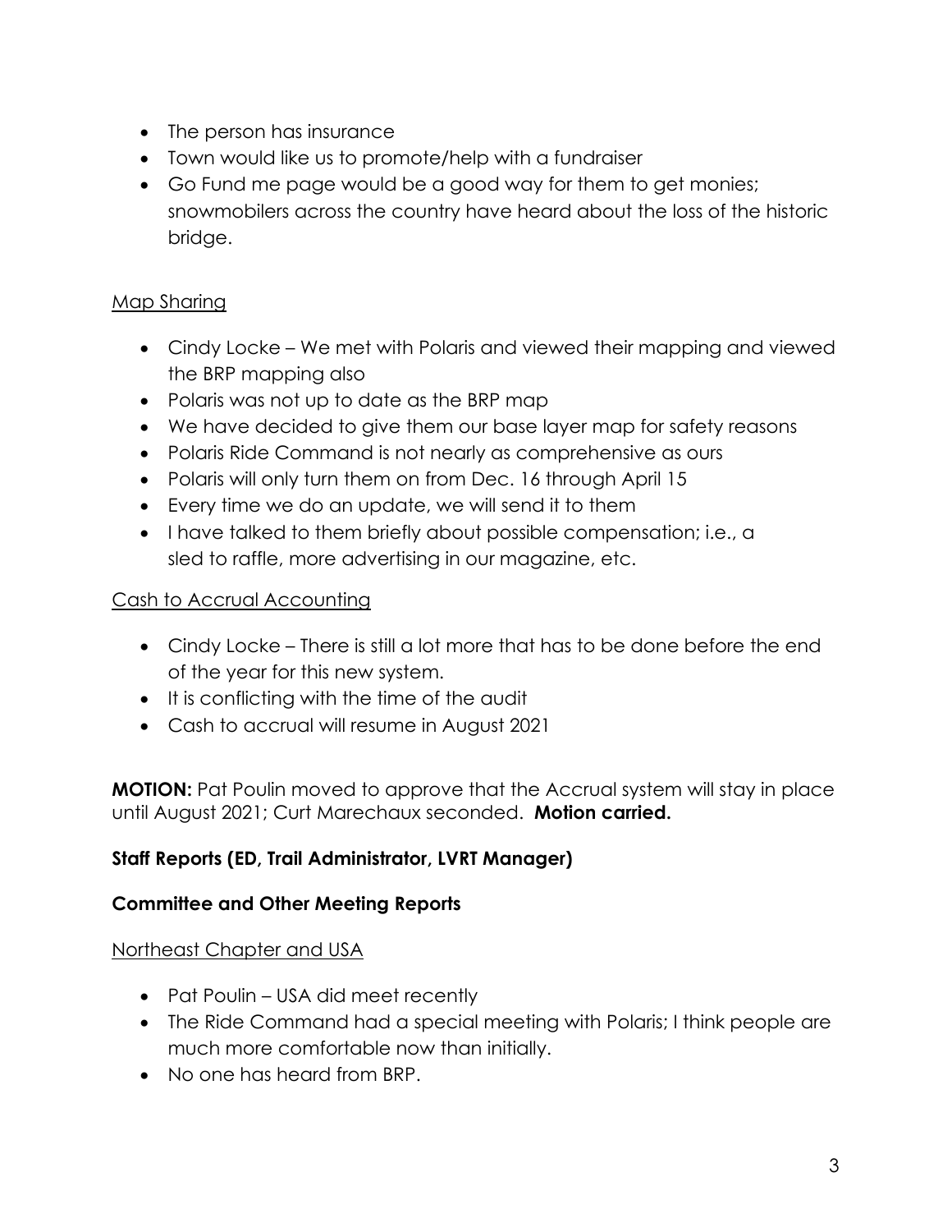- The person has insurance
- Town would like us to promote/help with a fundraiser
- Go Fund me page would be a good way for them to get monies; snowmobilers across the country have heard about the loss of the historic bridge.

Map Sharing

- Cindy Locke – We met with Polaris and viewed their mapping and viewed the BRP mapping also
- Polaris was not up to date as the BRP map
- We have decided to give them our base layer map for safety reasons
- Polaris Ride Command is not nearly as comprehensive as ours
- Polaris will only turn them on from Dec. 16 through April 15
- Every time we do an update, we will send it to them
- I have talked to them briefly about possible compensation; i.e., a sled to raffle, more advertising in our magazine, etc.

Cash to Accrual Accounting

- Cindy Locke – There is still a lot more that has to be done before the end of the year for this new system.
- It is conflicting with the time of the audit
- Cash to accrual will resume in August 2021

**MOTION:** Pat Poulin moved to approve that the Accrual system will stay in place until August 2021; Curt Marechaux seconded. **Motion carried.**

**Staff Reports (ED, Trail Administrator, LVRT Manager)**

**Committee and Other Meeting Reports**

Northeast Chapter and USA

- Pat Poulin – USA did meet recently
- The Ride Command had a special meeting with Polaris; I think people are much more comfortable now than initially.
- No one has heard from BRP.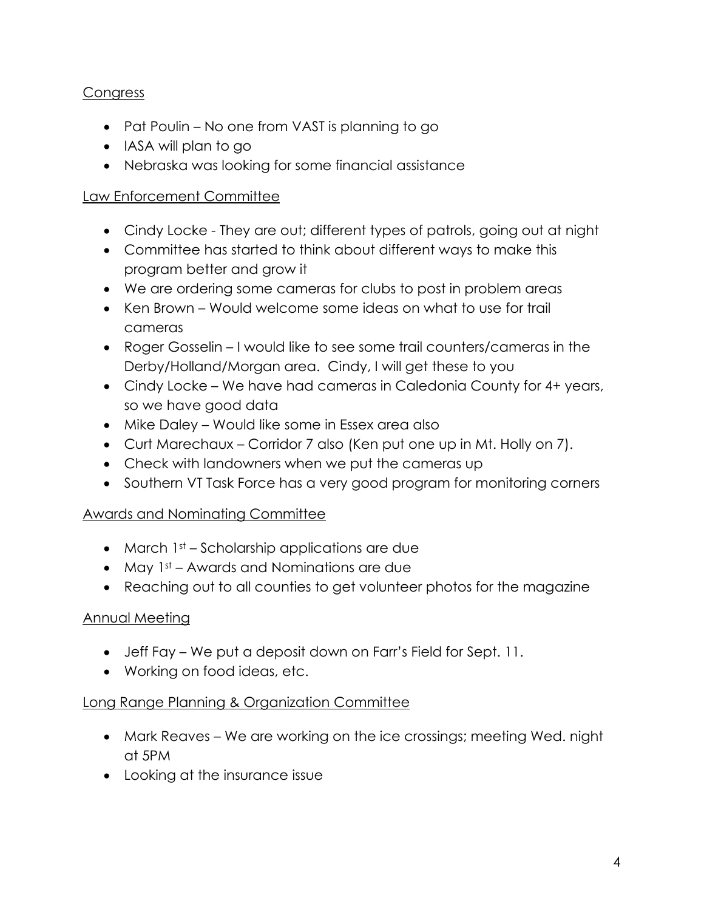Congress

- Pat Poulin – No one from VAST is planning to go
- IASA will plan to go
- Nebraska was looking for some financial assistance

Law Enforcement Committee

- Cindy Locke - They are out; different types of patrols, going out at night
- Committee has started to think about different ways to make this program better and grow it
- We are ordering some cameras for clubs to post in problem areas
- Ken Brown – Would welcome some ideas on what to use for trail cameras
- Roger Gosselin – I would like to see some trail counters/cameras in the Derby/Holland/Morgan area. Cindy, I will get these to you
- Cindy Locke – We have had cameras in Caledonia County for 4+ years, so we have good data
- Mike Daley – Would like some in Essex area also
- Curt Marechaux – Corridor 7 also (Ken put one up in Mt. Holly on 7).
- Check with landowners when we put the cameras up
- Southern VT Task Force has a very good program for monitoring corners

Awards and Nominating Committee

- March 1st – Scholarship applications are due
- May 1st – Awards and Nominations are due
- Reaching out to all counties to get volunteer photos for the magazine

Annual Meeting

- Jeff Fay – We put a deposit down on Farr's Field for Sept. 11.
- Working on food ideas, etc.

Long Range Planning & Organization Committee

- Mark Reaves – We are working on the ice crossings; meeting Wed. night at 5PM
- Looking at the insurance issue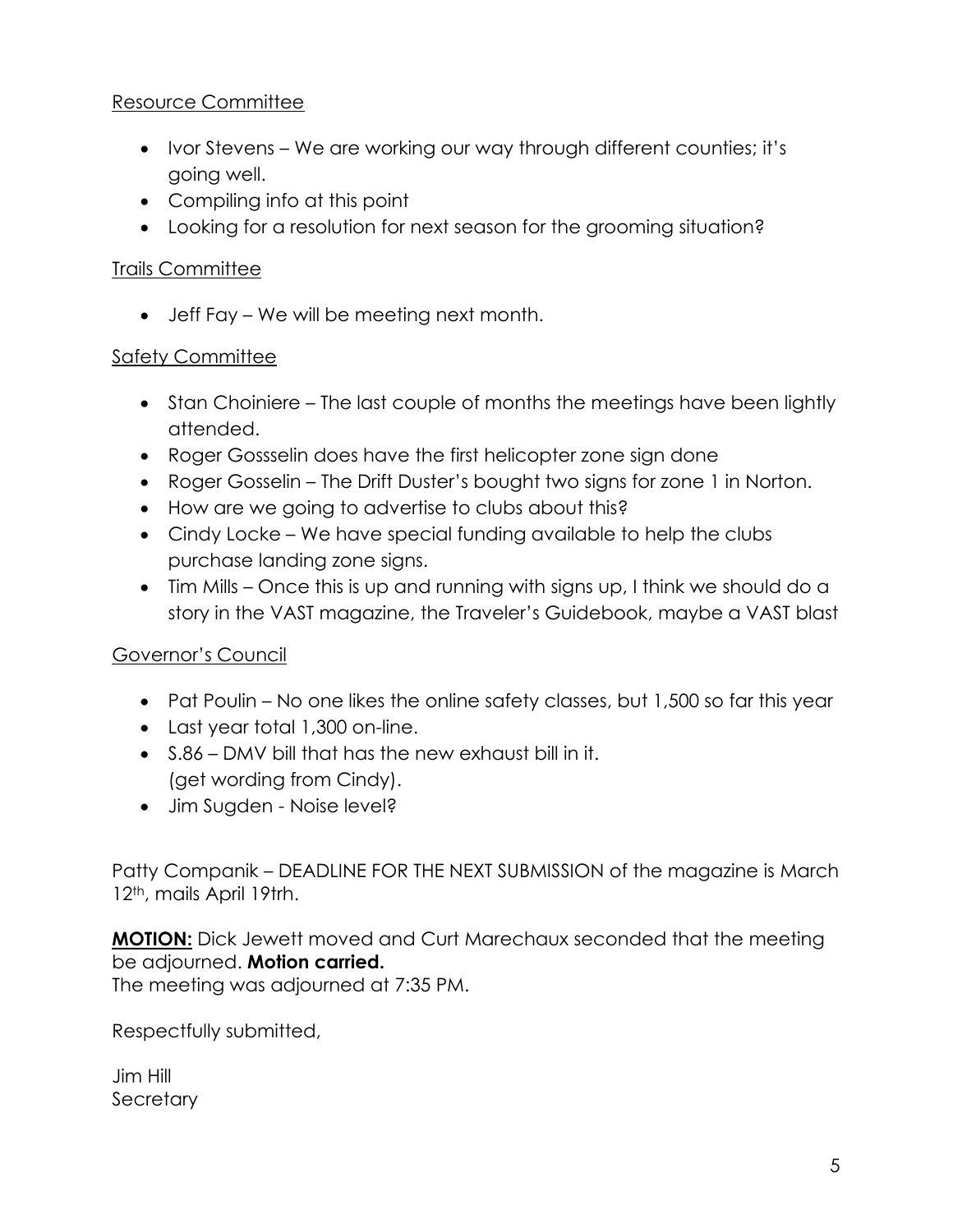Resource Committee

- Ivor Stevens – We are working our way through different counties; it's going well.
- Compiling info at this point
- Looking for a resolution for next season for the grooming situation?

Trails Committee

- Jeff Fay – We will be meeting next month.

Safety Committee

- Stan Choiniere – The last couple of months the meetings have been lightly attended.
- Roger Gossselin does have the first helicopter zone sign done
- Roger Gosselin – The Drift Duster's bought two signs for zone 1 in Norton.
- How are we going to advertise to clubs about this?
- Cindy Locke – We have special funding available to help the clubs purchase landing zone signs.
- Tim Mills – Once this is up and running with signs up, I think we should do a story in the VAST magazine, the Traveler's Guidebook, maybe a VAST blast

Governor's Council

- Pat Poulin – No one likes the online safety classes, but 1,500 so far this year
- Last year total 1,300 on-line.
- S.86 – DMV bill that has the new exhaust bill in it.
  (get wording from Cindy).
- Jim Sugden - Noise level?

Patty Companik – DEADLINE FOR THE NEXT SUBMISSION of the magazine is March 12th, mails April 19trh.

**MOTION:** Dick Jewett moved and Curt Marechaux seconded that the meeting be adjourned. **Motion carried.**
The meeting was adjourned at 7:35 PM.

Respectfully submitted,

Jim Hill
Secretary